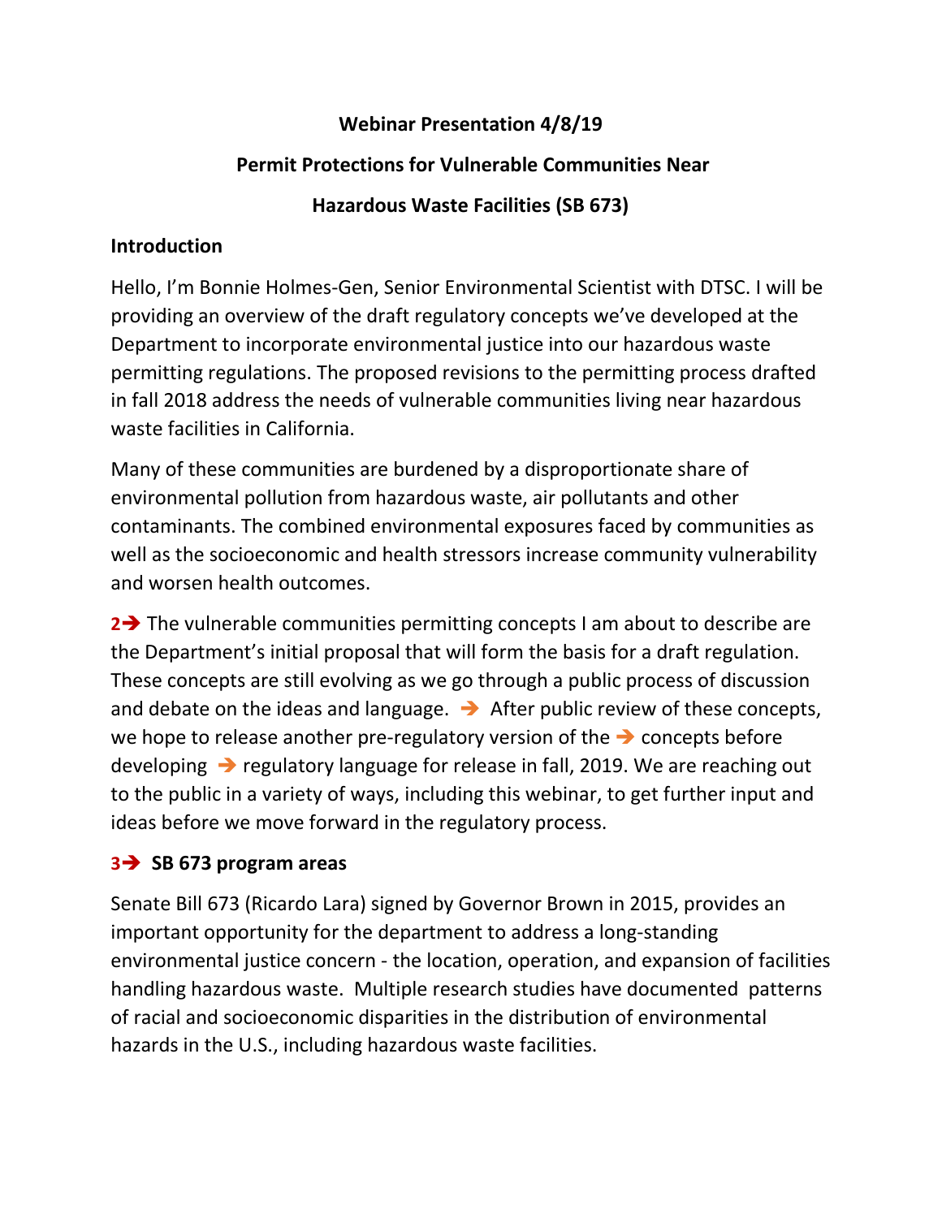**Webinar Presentation 4/8/19**

**Permit Protections for Vulnerable Communities Near**

**Hazardous Waste Facilities (SB 673)**

## Introduction

Hello, I'm Bonnie Holmes-Gen, Senior Environmental Scientist with DTSC. I will be providing an overview of the draft regulatory concepts we've developed at the Department to incorporate environmental justice into our hazardous waste permitting regulations. The proposed revisions to the permitting process drafted in fall 2018 address the needs of vulnerable communities living near hazardous waste facilities in California.

Many of these communities are burdened by a disproportionate share of environmental pollution from hazardous waste, air pollutants and other contaminants. The combined environmental exposures faced by communities as well as the socioeconomic and health stressors increase community vulnerability and worsen health outcomes.

**2➔** The vulnerable communities permitting concepts I am about to describe are the Department's initial proposal that will form the basis for a draft regulation. These concepts are still evolving as we go through a public process of discussion and debate on the ideas and language. ➔ After public review of these concepts, we hope to release another pre-regulatory version of the ➔ concepts before developing ➔ regulatory language for release in fall, 2019. We are reaching out to the public in a variety of ways, including this webinar, to get further input and ideas before we move forward in the regulatory process.

## 3➔ SB 673 program areas

Senate Bill 673 (Ricardo Lara) signed by Governor Brown in 2015, provides an important opportunity for the department to address a long-standing environmental justice concern - the location, operation, and expansion of facilities handling hazardous waste. Multiple research studies have documented patterns of racial and socioeconomic disparities in the distribution of environmental hazards in the U.S., including hazardous waste facilities.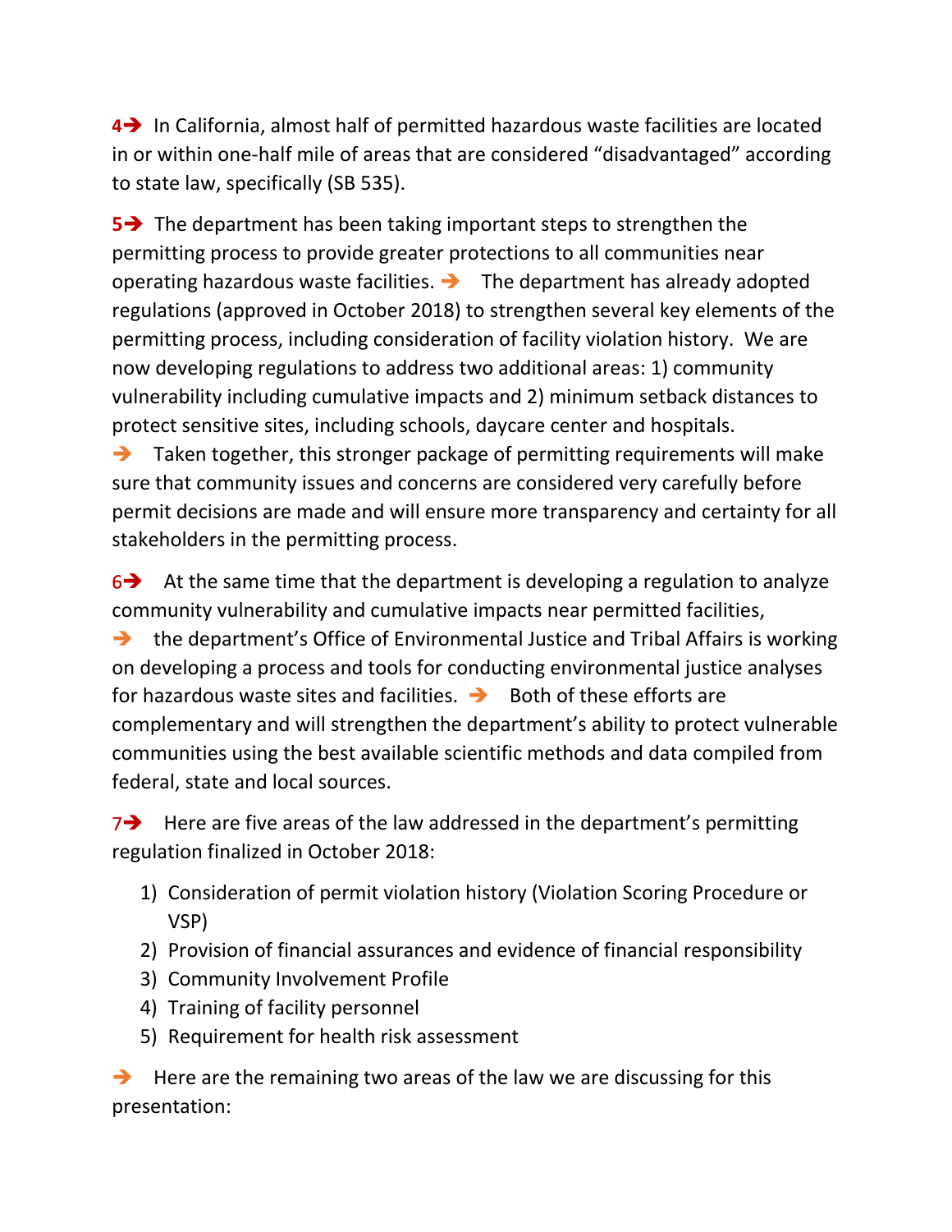**4➔** In California, almost half of permitted hazardous waste facilities are located in or within one-half mile of areas that are considered "disadvantaged" according to state law, specifically (SB 535).

**5➔** The department has been taking important steps to strengthen the permitting process to provide greater protections to all communities near operating hazardous waste facilities. ➔ The department has already adopted regulations (approved in October 2018) to strengthen several key elements of the permitting process, including consideration of facility violation history. We are now developing regulations to address two additional areas: 1) community vulnerability including cumulative impacts and 2) minimum setback distances to protect sensitive sites, including schools, daycare center and hospitals.

➔ Taken together, this stronger package of permitting requirements will make sure that community issues and concerns are considered very carefully before permit decisions are made and will ensure more transparency and certainty for all stakeholders in the permitting process.

**6➔** At the same time that the department is developing a regulation to analyze community vulnerability and cumulative impacts near permitted facilities,

➔ the department's Office of Environmental Justice and Tribal Affairs is working on developing a process and tools for conducting environmental justice analyses for hazardous waste sites and facilities. ➔ Both of these efforts are complementary and will strengthen the department's ability to protect vulnerable communities using the best available scientific methods and data compiled from federal, state and local sources.

**7➔** Here are five areas of the law addressed in the department's permitting regulation finalized in October 2018:

1) Consideration of permit violation history (Violation Scoring Procedure or VSP)
2) Provision of financial assurances and evidence of financial responsibility
3) Community Involvement Profile
4) Training of facility personnel
5) Requirement for health risk assessment

➔ Here are the remaining two areas of the law we are discussing for this presentation: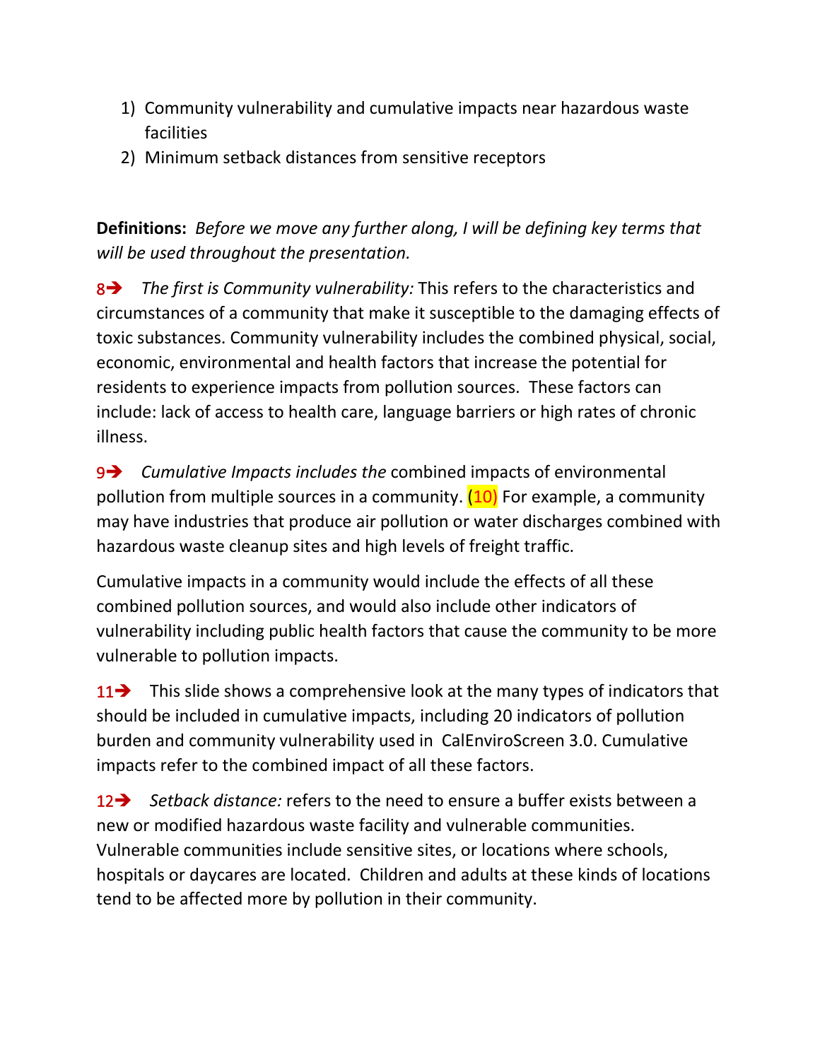1) Community vulnerability and cumulative impacts near hazardous waste facilities
2) Minimum setback distances from sensitive receptors

**Definitions:** *Before we move any further along, I will be defining key terms that will be used throughout the presentation.*

8➔ *The first is Community vulnerability:* This refers to the characteristics and circumstances of a community that make it susceptible to the damaging effects of toxic substances. Community vulnerability includes the combined physical, social, economic, environmental and health factors that increase the potential for residents to experience impacts from pollution sources. These factors can include: lack of access to health care, language barriers or high rates of chronic illness.

9➔ *Cumulative Impacts includes the* combined impacts of environmental pollution from multiple sources in a community. (10) For example, a community may have industries that produce air pollution or water discharges combined with hazardous waste cleanup sites and high levels of freight traffic.

Cumulative impacts in a community would include the effects of all these combined pollution sources, and would also include other indicators of vulnerability including public health factors that cause the community to be more vulnerable to pollution impacts.

11➔ This slide shows a comprehensive look at the many types of indicators that should be included in cumulative impacts, including 20 indicators of pollution burden and community vulnerability used in CalEnviroScreen 3.0. Cumulative impacts refer to the combined impact of all these factors.

12➔ *Setback distance:* refers to the need to ensure a buffer exists between a new or modified hazardous waste facility and vulnerable communities. Vulnerable communities include sensitive sites, or locations where schools, hospitals or daycares are located. Children and adults at these kinds of locations tend to be affected more by pollution in their community.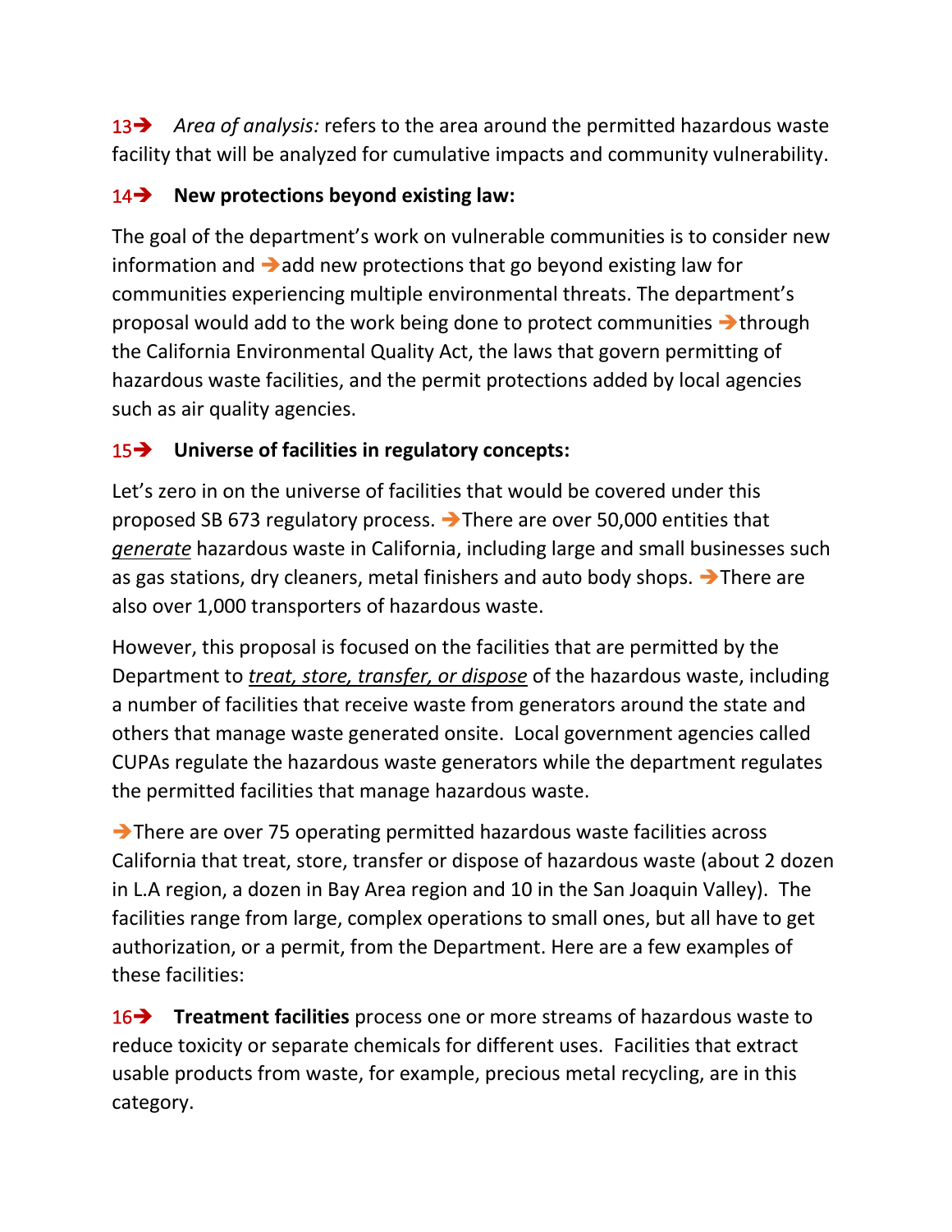13➔ *Area of analysis:* refers to the area around the permitted hazardous waste facility that will be analyzed for cumulative impacts and community vulnerability.

14➔ **New protections beyond existing law:**

The goal of the department's work on vulnerable communities is to consider new information and ➔add new protections that go beyond existing law for communities experiencing multiple environmental threats. The department's proposal would add to the work being done to protect communities ➔through the California Environmental Quality Act, the laws that govern permitting of hazardous waste facilities, and the permit protections added by local agencies such as air quality agencies.

15➔ **Universe of facilities in regulatory concepts:**

Let's zero in on the universe of facilities that would be covered under this proposed SB 673 regulatory process. ➔There are over 50,000 entities that *generate* hazardous waste in California, including large and small businesses such as gas stations, dry cleaners, metal finishers and auto body shops. ➔There are also over 1,000 transporters of hazardous waste.

However, this proposal is focused on the facilities that are permitted by the Department to *treat, store, transfer, or dispose* of the hazardous waste, including a number of facilities that receive waste from generators around the state and others that manage waste generated onsite. Local government agencies called CUPAs regulate the hazardous waste generators while the department regulates the permitted facilities that manage hazardous waste.

➔There are over 75 operating permitted hazardous waste facilities across California that treat, store, transfer or dispose of hazardous waste (about 2 dozen in L.A region, a dozen in Bay Area region and 10 in the San Joaquin Valley). The facilities range from large, complex operations to small ones, but all have to get authorization, or a permit, from the Department. Here are a few examples of these facilities:

16➔ **Treatment facilities** process one or more streams of hazardous waste to reduce toxicity or separate chemicals for different uses. Facilities that extract usable products from waste, for example, precious metal recycling, are in this category.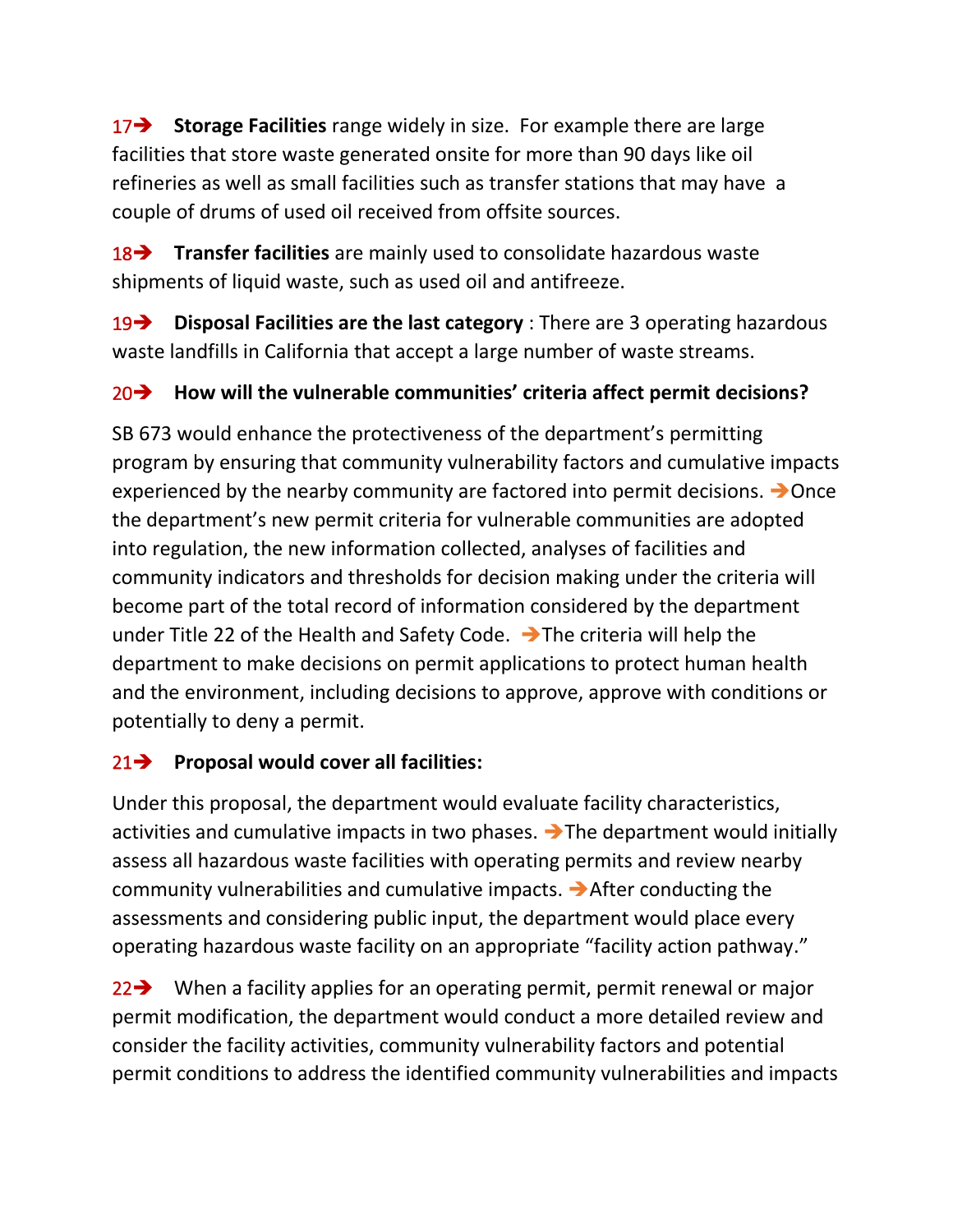17➔ **Storage Facilities** range widely in size. For example there are large facilities that store waste generated onsite for more than 90 days like oil refineries as well as small facilities such as transfer stations that may have a couple of drums of used oil received from offsite sources.

18➔ **Transfer facilities** are mainly used to consolidate hazardous waste shipments of liquid waste, such as used oil and antifreeze.

19➔ **Disposal Facilities are the last category** : There are 3 operating hazardous waste landfills in California that accept a large number of waste streams.

20➔ **How will the vulnerable communities' criteria affect permit decisions?**

SB 673 would enhance the protectiveness of the department's permitting program by ensuring that community vulnerability factors and cumulative impacts experienced by the nearby community are factored into permit decisions. ➔Once the department's new permit criteria for vulnerable communities are adopted into regulation, the new information collected, analyses of facilities and community indicators and thresholds for decision making under the criteria will become part of the total record of information considered by the department under Title 22 of the Health and Safety Code. ➔The criteria will help the department to make decisions on permit applications to protect human health and the environment, including decisions to approve, approve with conditions or potentially to deny a permit.

21➔ **Proposal would cover all facilities:**

Under this proposal, the department would evaluate facility characteristics, activities and cumulative impacts in two phases. ➔The department would initially assess all hazardous waste facilities with operating permits and review nearby community vulnerabilities and cumulative impacts. ➔After conducting the assessments and considering public input, the department would place every operating hazardous waste facility on an appropriate "facility action pathway."

22➔ When a facility applies for an operating permit, permit renewal or major permit modification, the department would conduct a more detailed review and consider the facility activities, community vulnerability factors and potential permit conditions to address the identified community vulnerabilities and impacts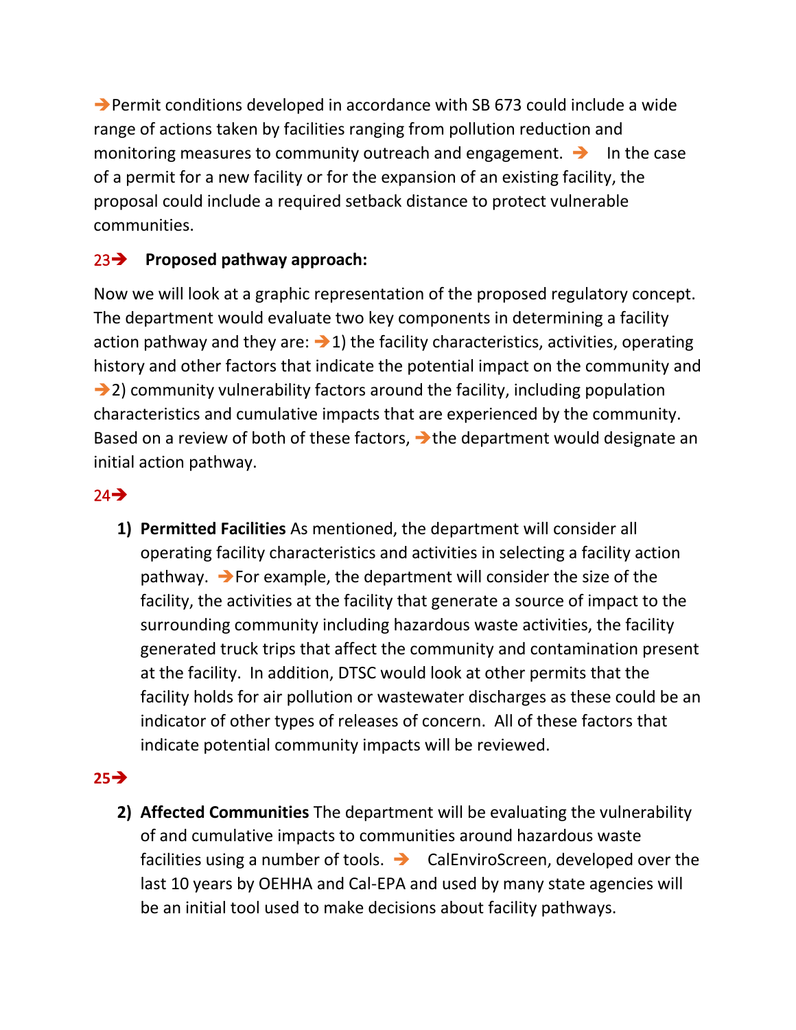➔Permit conditions developed in accordance with SB 673 could include a wide range of actions taken by facilities ranging from pollution reduction and monitoring measures to community outreach and engagement. ➔ In the case of a permit for a new facility or for the expansion of an existing facility, the proposal could include a required setback distance to protect vulnerable communities.

23➔ **Proposed pathway approach:**

Now we will look at a graphic representation of the proposed regulatory concept. The department would evaluate two key components in determining a facility action pathway and they are: ➔1) the facility characteristics, activities, operating history and other factors that indicate the potential impact on the community and ➔2) community vulnerability factors around the facility, including population characteristics and cumulative impacts that are experienced by the community. Based on a review of both of these factors, ➔the department would designate an initial action pathway.

24➔

1) **Permitted Facilities** As mentioned, the department will consider all operating facility characteristics and activities in selecting a facility action pathway. ➔For example, the department will consider the size of the facility, the activities at the facility that generate a source of impact to the surrounding community including hazardous waste activities, the facility generated truck trips that affect the community and contamination present at the facility. In addition, DTSC would look at other permits that the facility holds for air pollution or wastewater discharges as these could be an indicator of other types of releases of concern. All of these factors that indicate potential community impacts will be reviewed.

**25➔**

2) **Affected Communities** The department will be evaluating the vulnerability of and cumulative impacts to communities around hazardous waste facilities using a number of tools. ➔ CalEnviroScreen, developed over the last 10 years by OEHHA and Cal-EPA and used by many state agencies will be an initial tool used to make decisions about facility pathways.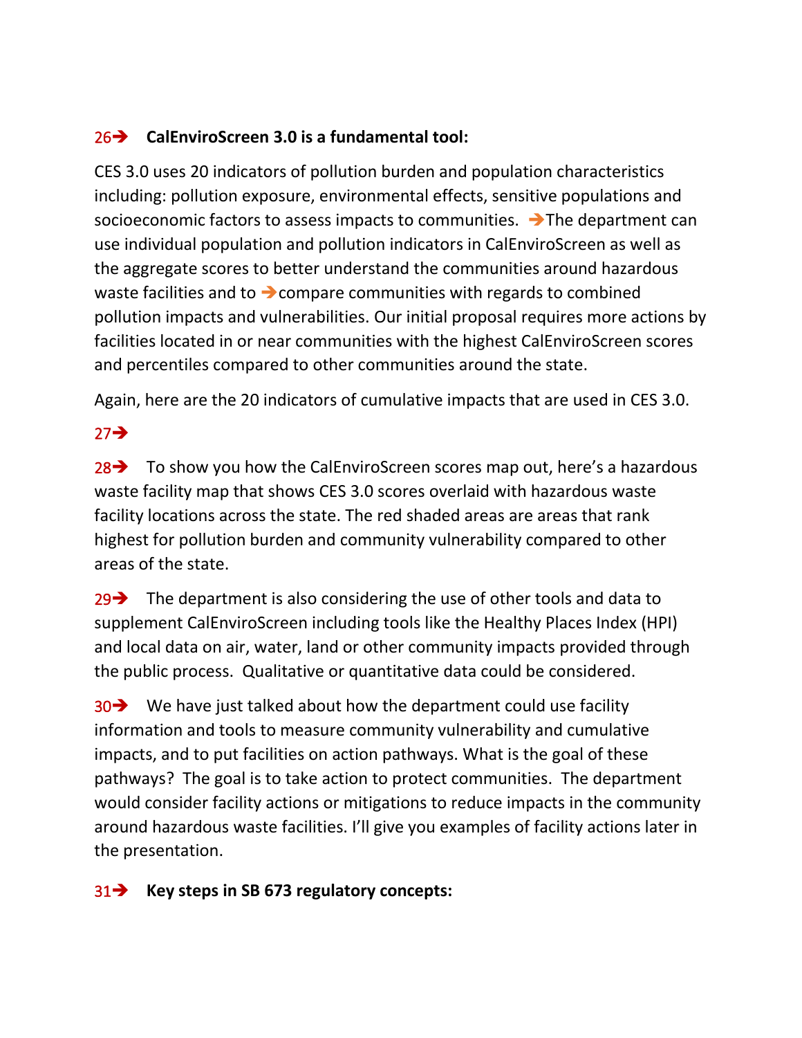26➔ **CalEnviroScreen 3.0 is a fundamental tool:**

CES 3.0 uses 20 indicators of pollution burden and population characteristics including: pollution exposure, environmental effects, sensitive populations and socioeconomic factors to assess impacts to communities. ➔The department can use individual population and pollution indicators in CalEnviroScreen as well as the aggregate scores to better understand the communities around hazardous waste facilities and to ➔compare communities with regards to combined pollution impacts and vulnerabilities. Our initial proposal requires more actions by facilities located in or near communities with the highest CalEnviroScreen scores and percentiles compared to other communities around the state.

Again, here are the 20 indicators of cumulative impacts that are used in CES 3.0.

27➔

28➔ To show you how the CalEnviroScreen scores map out, here's a hazardous waste facility map that shows CES 3.0 scores overlaid with hazardous waste facility locations across the state. The red shaded areas are areas that rank highest for pollution burden and community vulnerability compared to other areas of the state.

29➔ The department is also considering the use of other tools and data to supplement CalEnviroScreen including tools like the Healthy Places Index (HPI) and local data on air, water, land or other community impacts provided through the public process. Qualitative or quantitative data could be considered.

30➔ We have just talked about how the department could use facility information and tools to measure community vulnerability and cumulative impacts, and to put facilities on action pathways. What is the goal of these pathways? The goal is to take action to protect communities. The department would consider facility actions or mitigations to reduce impacts in the community around hazardous waste facilities. I'll give you examples of facility actions later in the presentation.

31➔ **Key steps in SB 673 regulatory concepts:**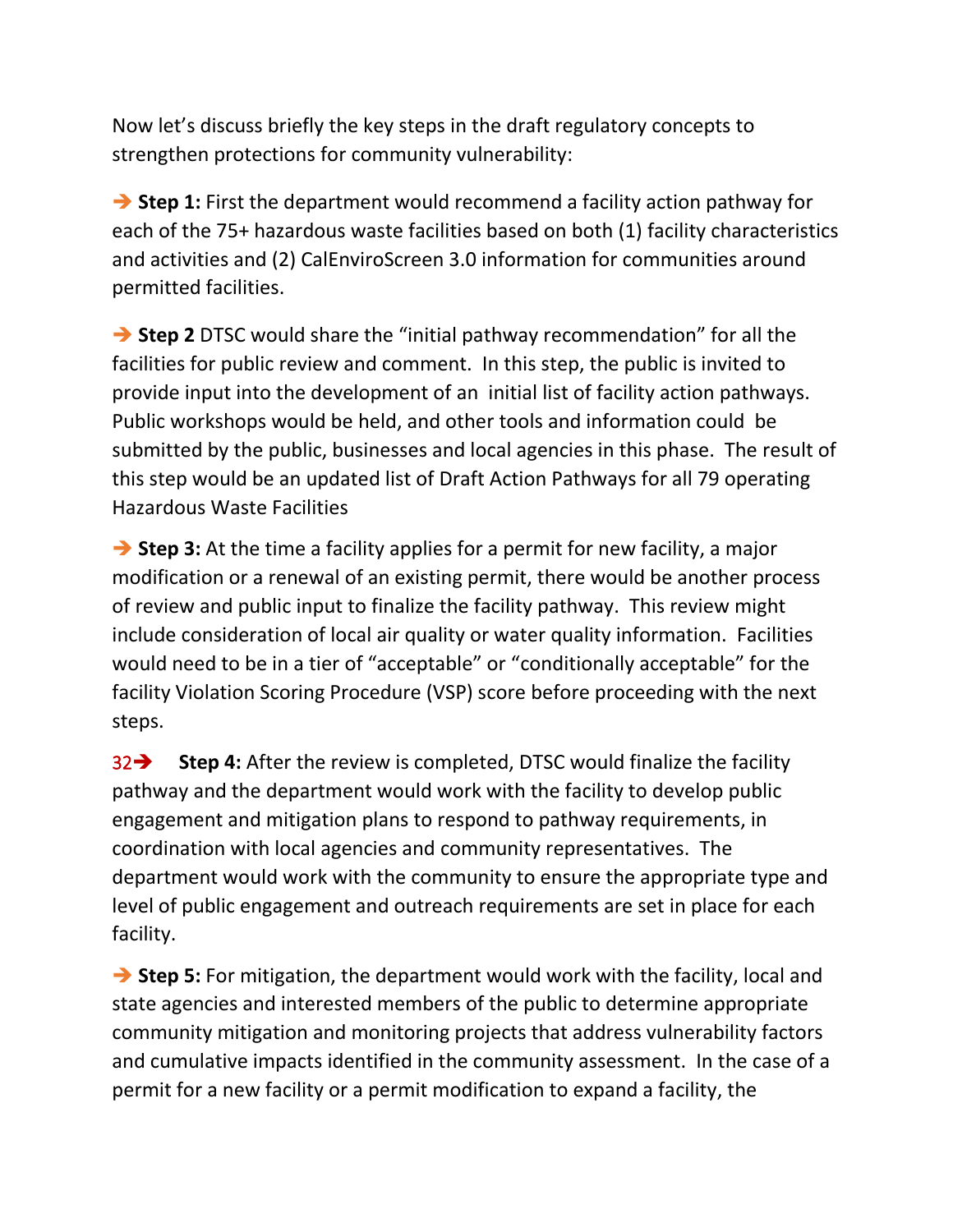Now let's discuss briefly the key steps in the draft regulatory concepts to strengthen protections for community vulnerability:

➔ **Step 1:** First the department would recommend a facility action pathway for each of the 75+ hazardous waste facilities based on both (1) facility characteristics and activities and (2) CalEnviroScreen 3.0 information for communities around permitted facilities.

➔ **Step 2** DTSC would share the "initial pathway recommendation" for all the facilities for public review and comment. In this step, the public is invited to provide input into the development of an initial list of facility action pathways. Public workshops would be held, and other tools and information could be submitted by the public, businesses and local agencies in this phase. The result of this step would be an updated list of Draft Action Pathways for all 79 operating Hazardous Waste Facilities

➔ **Step 3:** At the time a facility applies for a permit for new facility, a major modification or a renewal of an existing permit, there would be another process of review and public input to finalize the facility pathway. This review might include consideration of local air quality or water quality information. Facilities would need to be in a tier of "acceptable" or "conditionally acceptable" for the facility Violation Scoring Procedure (VSP) score before proceeding with the next steps.

32➔ **Step 4:** After the review is completed, DTSC would finalize the facility pathway and the department would work with the facility to develop public engagement and mitigation plans to respond to pathway requirements, in coordination with local agencies and community representatives. The department would work with the community to ensure the appropriate type and level of public engagement and outreach requirements are set in place for each facility.

➔ **Step 5:** For mitigation, the department would work with the facility, local and state agencies and interested members of the public to determine appropriate community mitigation and monitoring projects that address vulnerability factors and cumulative impacts identified in the community assessment. In the case of a permit for a new facility or a permit modification to expand a facility, the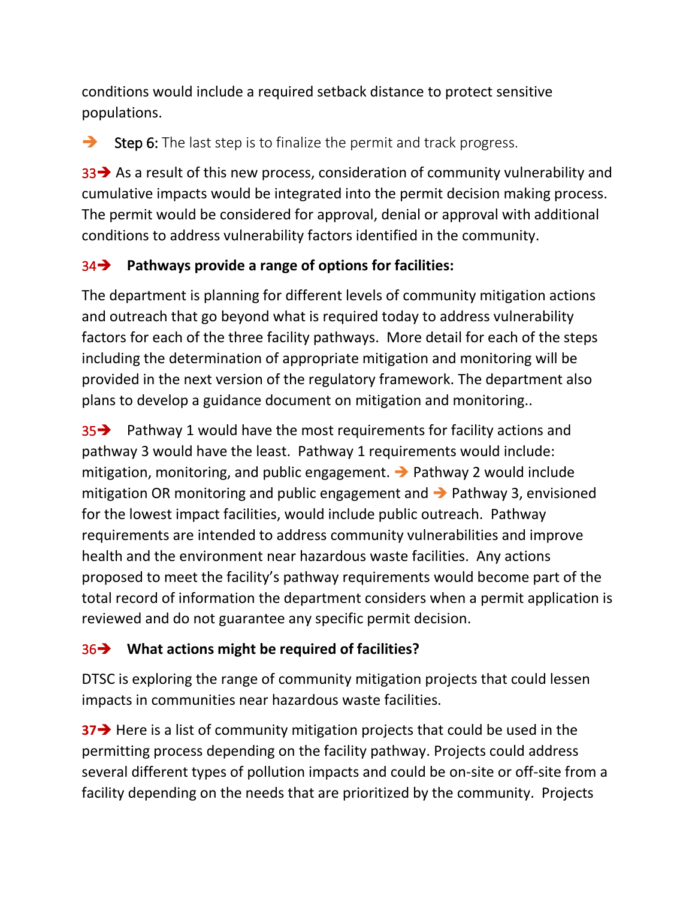conditions would include a required setback distance to protect sensitive populations.

➔ Step 6: The last step is to finalize the permit and track progress.

33➔ As a result of this new process, consideration of community vulnerability and cumulative impacts would be integrated into the permit decision making process. The permit would be considered for approval, denial or approval with additional conditions to address vulnerability factors identified in the community.

**34➔ Pathways provide a range of options for facilities:**

The department is planning for different levels of community mitigation actions and outreach that go beyond what is required today to address vulnerability factors for each of the three facility pathways. More detail for each of the steps including the determination of appropriate mitigation and monitoring will be provided in the next version of the regulatory framework. The department also plans to develop a guidance document on mitigation and monitoring..

35➔ Pathway 1 would have the most requirements for facility actions and pathway 3 would have the least. Pathway 1 requirements would include: mitigation, monitoring, and public engagement. ➔ Pathway 2 would include mitigation OR monitoring and public engagement and ➔ Pathway 3, envisioned for the lowest impact facilities, would include public outreach. Pathway requirements are intended to address community vulnerabilities and improve health and the environment near hazardous waste facilities. Any actions proposed to meet the facility's pathway requirements would become part of the total record of information the department considers when a permit application is reviewed and do not guarantee any specific permit decision.

**36➔ What actions might be required of facilities?**

DTSC is exploring the range of community mitigation projects that could lessen impacts in communities near hazardous waste facilities.

**37➔** Here is a list of community mitigation projects that could be used in the permitting process depending on the facility pathway. Projects could address several different types of pollution impacts and could be on-site or off-site from a facility depending on the needs that are prioritized by the community. Projects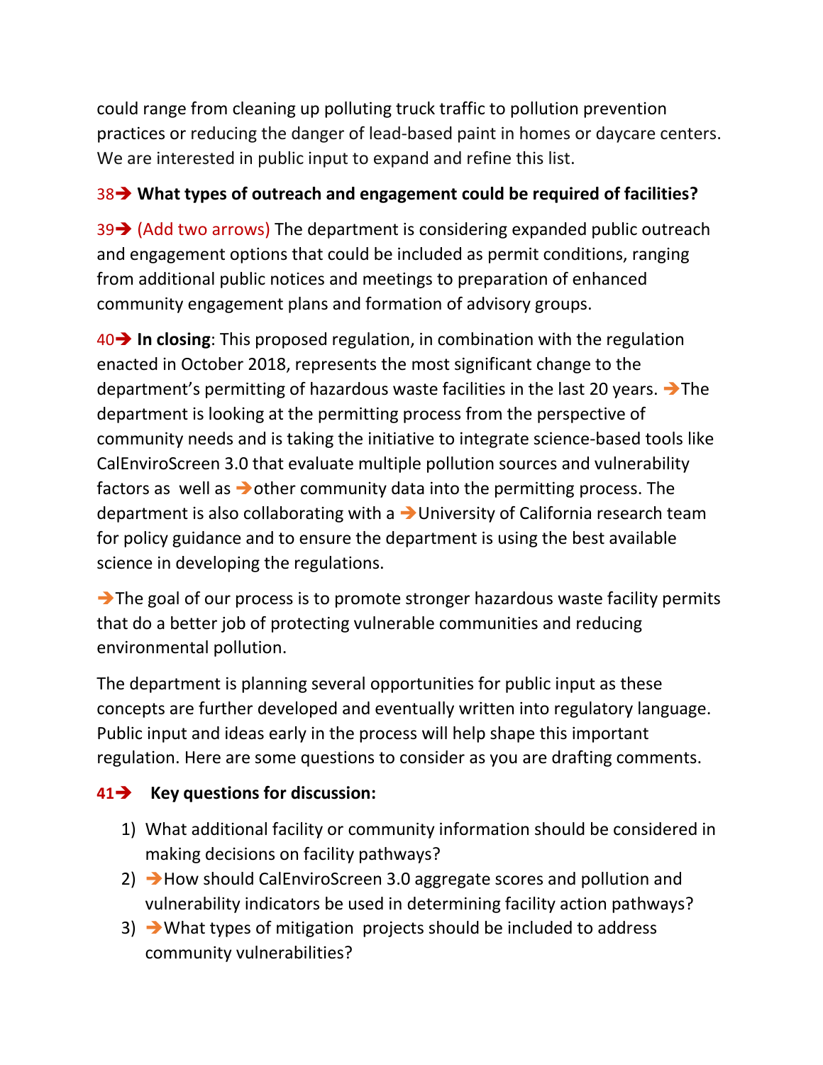could range from cleaning up polluting truck traffic to pollution prevention practices or reducing the danger of lead-based paint in homes or daycare centers. We are interested in public input to expand and refine this list.

38➔ **What types of outreach and engagement could be required of facilities?**

39➔ (Add two arrows) The department is considering expanded public outreach and engagement options that could be included as permit conditions, ranging from additional public notices and meetings to preparation of enhanced community engagement plans and formation of advisory groups.

40➔ **In closing**: This proposed regulation, in combination with the regulation enacted in October 2018, represents the most significant change to the department's permitting of hazardous waste facilities in the last 20 years. ➔The department is looking at the permitting process from the perspective of community needs and is taking the initiative to integrate science-based tools like CalEnviroScreen 3.0 that evaluate multiple pollution sources and vulnerability factors as well as ➔other community data into the permitting process. The department is also collaborating with a ➔University of California research team for policy guidance and to ensure the department is using the best available science in developing the regulations.

➔The goal of our process is to promote stronger hazardous waste facility permits that do a better job of protecting vulnerable communities and reducing environmental pollution.

The department is planning several opportunities for public input as these concepts are further developed and eventually written into regulatory language. Public input and ideas early in the process will help shape this important regulation. Here are some questions to consider as you are drafting comments.

**41➔ Key questions for discussion:**

1) What additional facility or community information should be considered in making decisions on facility pathways?
2) ➔How should CalEnviroScreen 3.0 aggregate scores and pollution and vulnerability indicators be used in determining facility action pathways?
3) ➔What types of mitigation projects should be included to address community vulnerabilities?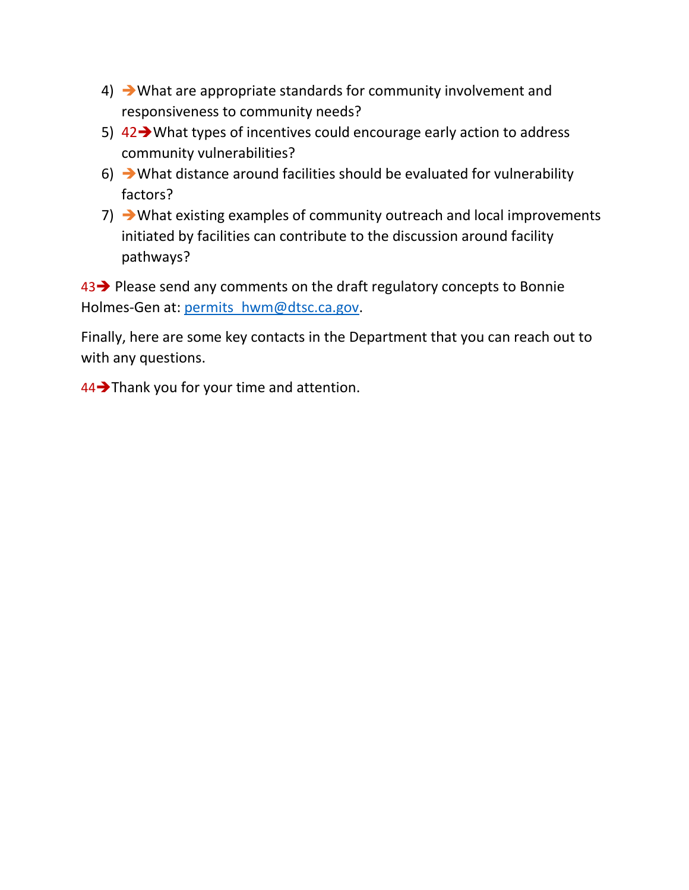4) ➔What are appropriate standards for community involvement and responsiveness to community needs?
5) 42➔What types of incentives could encourage early action to address community vulnerabilities?
6) ➔What distance around facilities should be evaluated for vulnerability factors?
7) ➔What existing examples of community outreach and local improvements initiated by facilities can contribute to the discussion around facility pathways?

43➔ Please send any comments on the draft regulatory concepts to Bonnie Holmes-Gen at: permits_hwm@dtsc.ca.gov.

Finally, here are some key contacts in the Department that you can reach out to with any questions.

44➔Thank you for your time and attention.